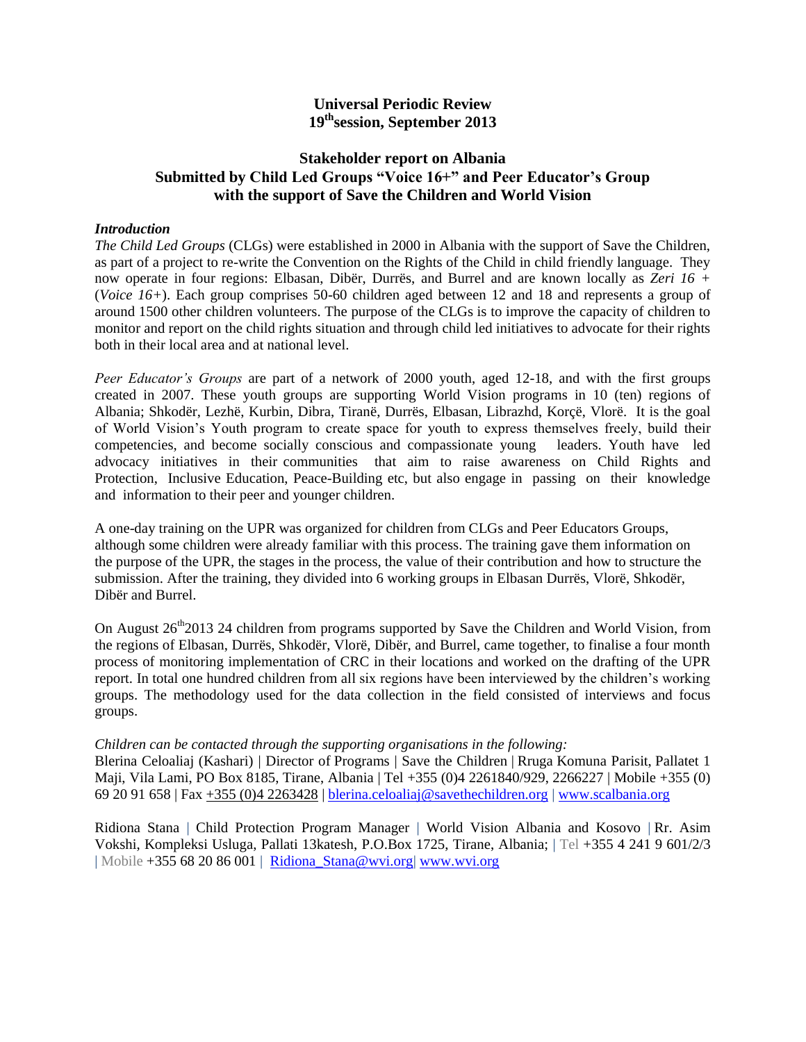**Universal Periodic Review**
**19th session, September 2013**

**Stakeholder report on Albania**
**Submitted by Child Led Groups "Voice 16+" and Peer Educator's Group**
**with the support of Save the Children and World Vision**

***Introduction***

*The Child Led Groups* (CLGs) were established in 2000 in Albania with the support of Save the Children, as part of a project to re-write the Convention on the Rights of the Child in child friendly language. They now operate in four regions: Elbasan, Dibër, Durrës, and Burrel and are known locally as *Zeri 16 +* (*Voice 16+*). Each group comprises 50-60 children aged between 12 and 18 and represents a group of around 1500 other children volunteers. The purpose of the CLGs is to improve the capacity of children to monitor and report on the child rights situation and through child led initiatives to advocate for their rights both in their local area and at national level.

*Peer Educator's Groups* are part of a network of 2000 youth, aged 12-18, and with the first groups created in 2007. These youth groups are supporting World Vision programs in 10 (ten) regions of Albania; Shkodër, Lezhë, Kurbin, Dibra, Tiranë, Durrës, Elbasan, Librazhd, Korçë, Vlorë. It is the goal of World Vision's Youth program to create space for youth to express themselves freely, build their competencies, and become socially conscious and compassionate young leaders. Youth have led advocacy initiatives in their communities that aim to raise awareness on Child Rights and Protection, Inclusive Education, Peace-Building etc, but also engage in passing on their knowledge and information to their peer and younger children.

A one-day training on the UPR was organized for children from CLGs and Peer Educators Groups, although some children were already familiar with this process. The training gave them information on the purpose of the UPR, the stages in the process, the value of their contribution and how to structure the submission. After the training, they divided into 6 working groups in Elbasan Durrës, Vlorë, Shkodër, Dibër and Burrel.

On August 26th 2013 24 children from programs supported by Save the Children and World Vision, from the regions of Elbasan, Durrës, Shkodër, Vlorë, Dibër, and Burrel, came together, to finalise a four month process of monitoring implementation of CRC in their locations and worked on the drafting of the UPR report. In total one hundred children from all six regions have been interviewed by the children's working groups. The methodology used for the data collection in the field consisted of interviews and focus groups.

*Children can be contacted through the supporting organisations in the following:*
Blerina Celoaliaj (Kashari) | Director of Programs | Save the Children | Rruga Komuna Parisit, Pallatet 1 Maji, Vila Lami, PO Box 8185, Tirane, Albania | Tel +355 (0)4 2261840/929, 2266227 | Mobile +355 (0) 69 20 91 658 | Fax +355 (0)4 2263428 | blerina.celoaliaj@savethechildren.org | www.scalbania.org

Ridiona Stana | Child Protection Program Manager | World Vision Albania and Kosovo | Rr. Asim Vokshi, Kompleksi Usluga, Pallati 13katesh, P.O.Box 1725, Tirane, Albania; | Tel +355 4 241 9 601/2/3 | Mobile +355 68 20 86 001 | Ridiona_Stana@wvi.org| www.wvi.org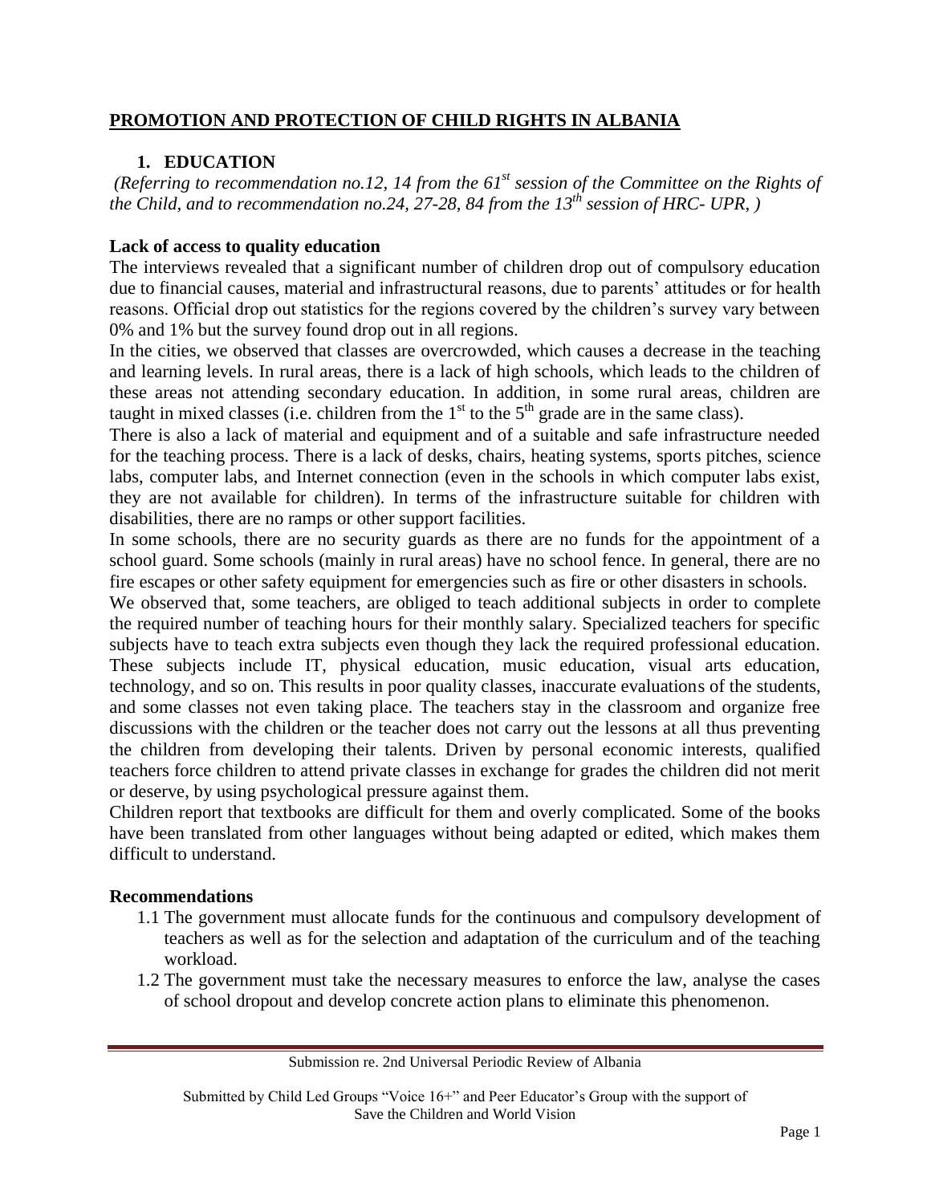# PROMOTION AND PROTECTION OF CHILD RIGHTS IN ALBANIA

## 1. EDUCATION

*(Referring to recommendation no.12, 14 from the 61st session of the Committee on the Rights of the Child, and to recommendation no.24, 27-28, 84 from the 13th session of HRC- UPR, )*

**Lack of access to quality education**

The interviews revealed that a significant number of children drop out of compulsory education due to financial causes, material and infrastructural reasons, due to parents' attitudes or for health reasons. Official drop out statistics for the regions covered by the children's survey vary between 0% and 1% but the survey found drop out in all regions.

In the cities, we observed that classes are overcrowded, which causes a decrease in the teaching and learning levels. In rural areas, there is a lack of high schools, which leads to the children of these areas not attending secondary education. In addition, in some rural areas, children are taught in mixed classes (i.e. children from the 1st to the 5th grade are in the same class).

There is also a lack of material and equipment and of a suitable and safe infrastructure needed for the teaching process. There is a lack of desks, chairs, heating systems, sports pitches, science labs, computer labs, and Internet connection (even in the schools in which computer labs exist, they are not available for children). In terms of the infrastructure suitable for children with disabilities, there are no ramps or other support facilities.

In some schools, there are no security guards as there are no funds for the appointment of a school guard. Some schools (mainly in rural areas) have no school fence. In general, there are no fire escapes or other safety equipment for emergencies such as fire or other disasters in schools.

We observed that, some teachers, are obliged to teach additional subjects in order to complete the required number of teaching hours for their monthly salary. Specialized teachers for specific subjects have to teach extra subjects even though they lack the required professional education. These subjects include IT, physical education, music education, visual arts education, technology, and so on. This results in poor quality classes, inaccurate evaluations of the students, and some classes not even taking place. The teachers stay in the classroom and organize free discussions with the children or the teacher does not carry out the lessons at all thus preventing the children from developing their talents. Driven by personal economic interests, qualified teachers force children to attend private classes in exchange for grades the children did not merit or deserve, by using psychological pressure against them.

Children report that textbooks are difficult for them and overly complicated. Some of the books have been translated from other languages without being adapted or edited, which makes them difficult to understand.

**Recommendations**

1.1 The government must allocate funds for the continuous and compulsory development of teachers as well as for the selection and adaptation of the curriculum and of the teaching workload.

1.2 The government must take the necessary measures to enforce the law, analyse the cases of school dropout and develop concrete action plans to eliminate this phenomenon.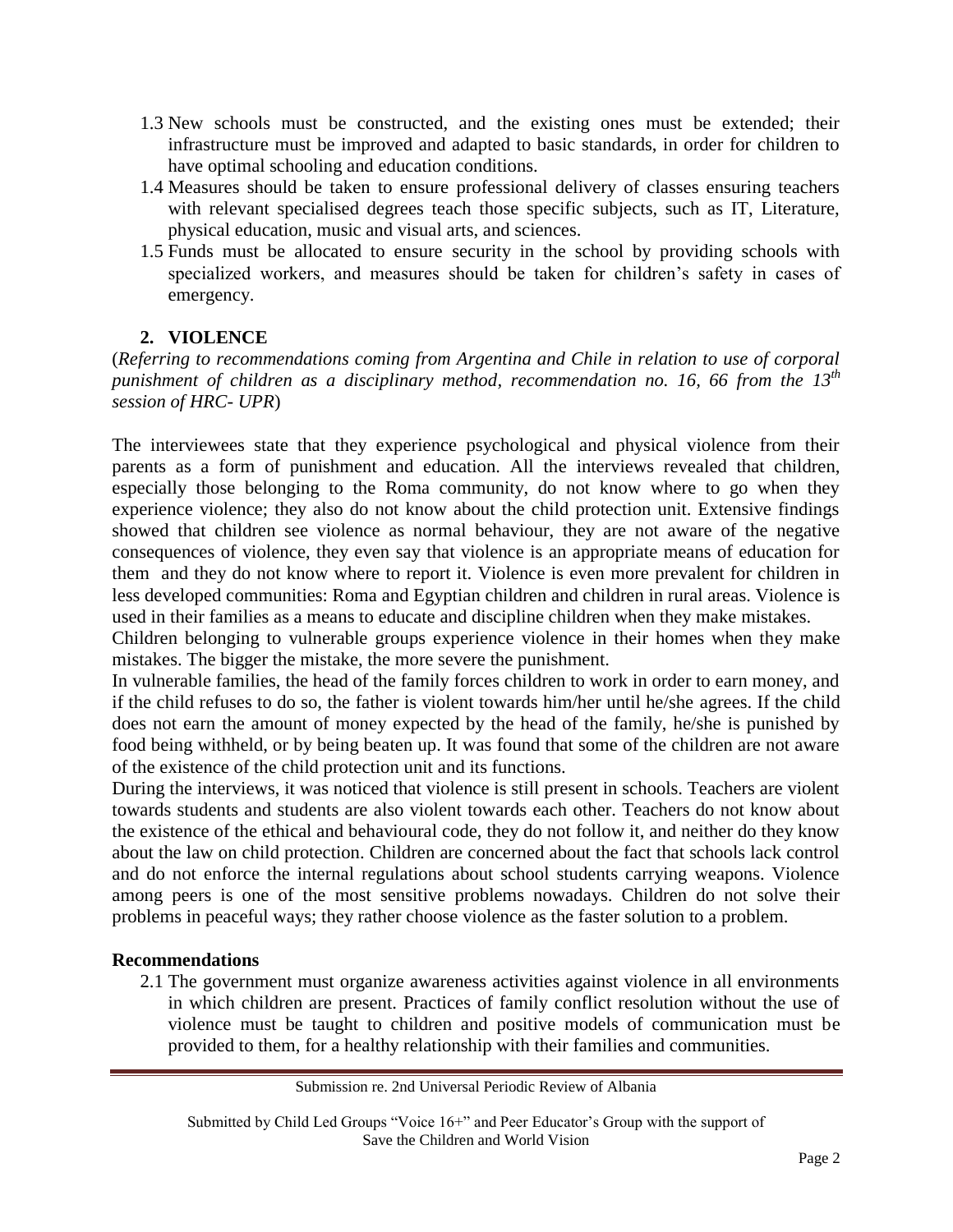1.3 New schools must be constructed, and the existing ones must be extended; their infrastructure must be improved and adapted to basic standards, in order for children to have optimal schooling and education conditions.

1.4 Measures should be taken to ensure professional delivery of classes ensuring teachers with relevant specialised degrees teach those specific subjects, such as IT, Literature, physical education, music and visual arts, and sciences.

1.5 Funds must be allocated to ensure security in the school by providing schools with specialized workers, and measures should be taken for children's safety in cases of emergency.

## 2. VIOLENCE

(*Referring to recommendations coming from Argentina and Chile in relation to use of corporal punishment of children as a disciplinary method, recommendation no. 16, 66 from the 13th session of HRC- UPR*)

The interviewees state that they experience psychological and physical violence from their parents as a form of punishment and education. All the interviews revealed that children, especially those belonging to the Roma community, do not know where to go when they experience violence; they also do not know about the child protection unit. Extensive findings showed that children see violence as normal behaviour, they are not aware of the negative consequences of violence, they even say that violence is an appropriate means of education for them and they do not know where to report it. Violence is even more prevalent for children in less developed communities: Roma and Egyptian children and children in rural areas. Violence is used in their families as a means to educate and discipline children when they make mistakes.

Children belonging to vulnerable groups experience violence in their homes when they make mistakes. The bigger the mistake, the more severe the punishment.

In vulnerable families, the head of the family forces children to work in order to earn money, and if the child refuses to do so, the father is violent towards him/her until he/she agrees. If the child does not earn the amount of money expected by the head of the family, he/she is punished by food being withheld, or by being beaten up. It was found that some of the children are not aware of the existence of the child protection unit and its functions.

During the interviews, it was noticed that violence is still present in schools. Teachers are violent towards students and students are also violent towards each other. Teachers do not know about the existence of the ethical and behavioural code, they do not follow it, and neither do they know about the law on child protection. Children are concerned about the fact that schools lack control and do not enforce the internal regulations about school students carrying weapons. Violence among peers is one of the most sensitive problems nowadays. Children do not solve their problems in peaceful ways; they rather choose violence as the faster solution to a problem.

**Recommendations**

2.1 The government must organize awareness activities against violence in all environments in which children are present. Practices of family conflict resolution without the use of violence must be taught to children and positive models of communication must be provided to them, for a healthy relationship with their families and communities.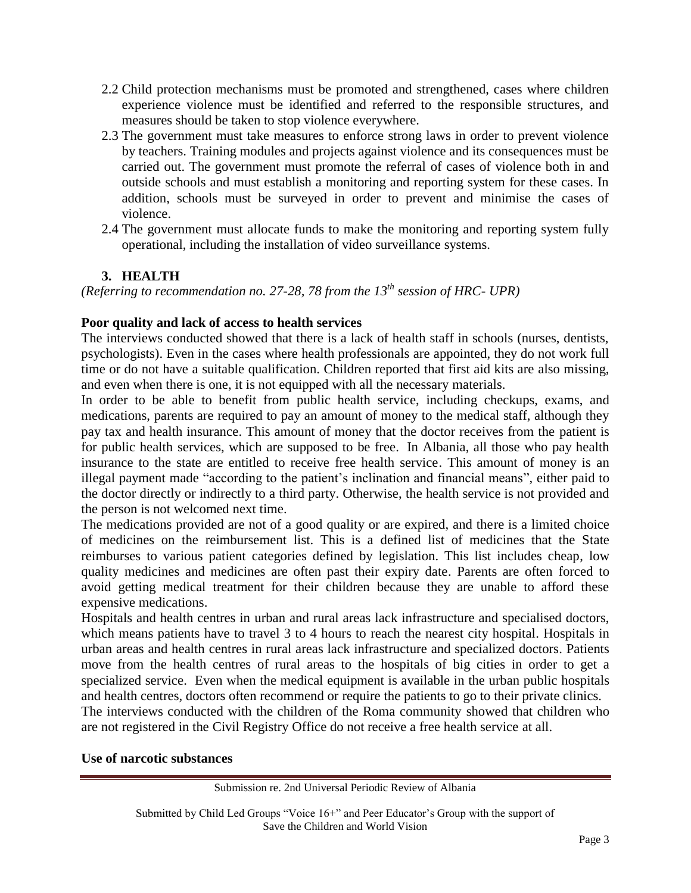2.2 Child protection mechanisms must be promoted and strengthened, cases where children experience violence must be identified and referred to the responsible structures, and measures should be taken to stop violence everywhere.

2.3 The government must take measures to enforce strong laws in order to prevent violence by teachers. Training modules and projects against violence and its consequences must be carried out. The government must promote the referral of cases of violence both in and outside schools and must establish a monitoring and reporting system for these cases. In addition, schools must be surveyed in order to prevent and minimise the cases of violence.

2.4 The government must allocate funds to make the monitoring and reporting system fully operational, including the installation of video surveillance systems.

## 3. HEALTH

*(Referring to recommendation no. 27-28, 78 from the 13th session of HRC- UPR)*

**Poor quality and lack of access to health services**

The interviews conducted showed that there is a lack of health staff in schools (nurses, dentists, psychologists). Even in the cases where health professionals are appointed, they do not work full time or do not have a suitable qualification. Children reported that first aid kits are also missing, and even when there is one, it is not equipped with all the necessary materials.

In order to be able to benefit from public health service, including checkups, exams, and medications, parents are required to pay an amount of money to the medical staff, although they pay tax and health insurance. This amount of money that the doctor receives from the patient is for public health services, which are supposed to be free. In Albania, all those who pay health insurance to the state are entitled to receive free health service. This amount of money is an illegal payment made "according to the patient's inclination and financial means", either paid to the doctor directly or indirectly to a third party. Otherwise, the health service is not provided and the person is not welcomed next time.

The medications provided are not of a good quality or are expired, and there is a limited choice of medicines on the reimbursement list. This is a defined list of medicines that the State reimburses to various patient categories defined by legislation. This list includes cheap, low quality medicines and medicines are often past their expiry date. Parents are often forced to avoid getting medical treatment for their children because they are unable to afford these expensive medications.

Hospitals and health centres in urban and rural areas lack infrastructure and specialised doctors, which means patients have to travel 3 to 4 hours to reach the nearest city hospital. Hospitals in urban areas and health centres in rural areas lack infrastructure and specialized doctors. Patients move from the health centres of rural areas to the hospitals of big cities in order to get a specialized service. Even when the medical equipment is available in the urban public hospitals and health centres, doctors often recommend or require the patients to go to their private clinics.

The interviews conducted with the children of the Roma community showed that children who are not registered in the Civil Registry Office do not receive a free health service at all.

**Use of narcotic substances**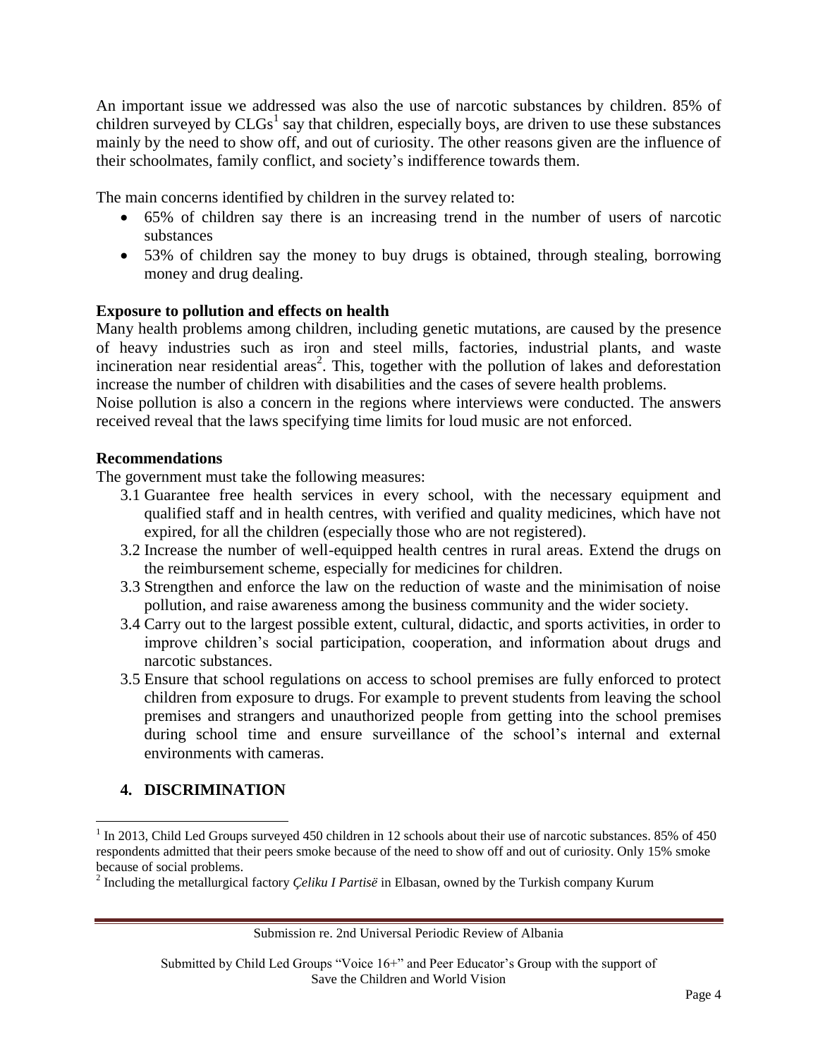An important issue we addressed was also the use of narcotic substances by children. 85% of children surveyed by CLGs[1] say that children, especially boys, are driven to use these substances mainly by the need to show off, and out of curiosity. The other reasons given are the influence of their schoolmates, family conflict, and society's indifference towards them.

The main concerns identified by children in the survey related to:

- 65% of children say there is an increasing trend in the number of users of narcotic substances
- 53% of children say the money to buy drugs is obtained, through stealing, borrowing money and drug dealing.

**Exposure to pollution and effects on health**

Many health problems among children, including genetic mutations, are caused by the presence of heavy industries such as iron and steel mills, factories, industrial plants, and waste incineration near residential areas[2]. This, together with the pollution of lakes and deforestation increase the number of children with disabilities and the cases of severe health problems.

Noise pollution is also a concern in the regions where interviews were conducted. The answers received reveal that the laws specifying time limits for loud music are not enforced.

**Recommendations**

The government must take the following measures:

3.1 Guarantee free health services in every school, with the necessary equipment and qualified staff and in health centres, with verified and quality medicines, which have not expired, for all the children (especially those who are not registered).

3.2 Increase the number of well-equipped health centres in rural areas. Extend the drugs on the reimbursement scheme, especially for medicines for children.

3.3 Strengthen and enforce the law on the reduction of waste and the minimisation of noise pollution, and raise awareness among the business community and the wider society.

3.4 Carry out to the largest possible extent, cultural, didactic, and sports activities, in order to improve children's social participation, cooperation, and information about drugs and narcotic substances.

3.5 Ensure that school regulations on access to school premises are fully enforced to protect children from exposure to drugs. For example to prevent students from leaving the school premises and strangers and unauthorized people from getting into the school premises during school time and ensure surveillance of the school's internal and external environments with cameras.

## 4. DISCRIMINATION

---

[1] In 2013, Child Led Groups surveyed 450 children in 12 schools about their use of narcotic substances. 85% of 450 respondents admitted that their peers smoke because of the need to show off and out of curiosity. Only 15% smoke because of social problems.

[2] Including the metallurgical factory *Çeliku I Partisë* in Elbasan, owned by the Turkish company Kurum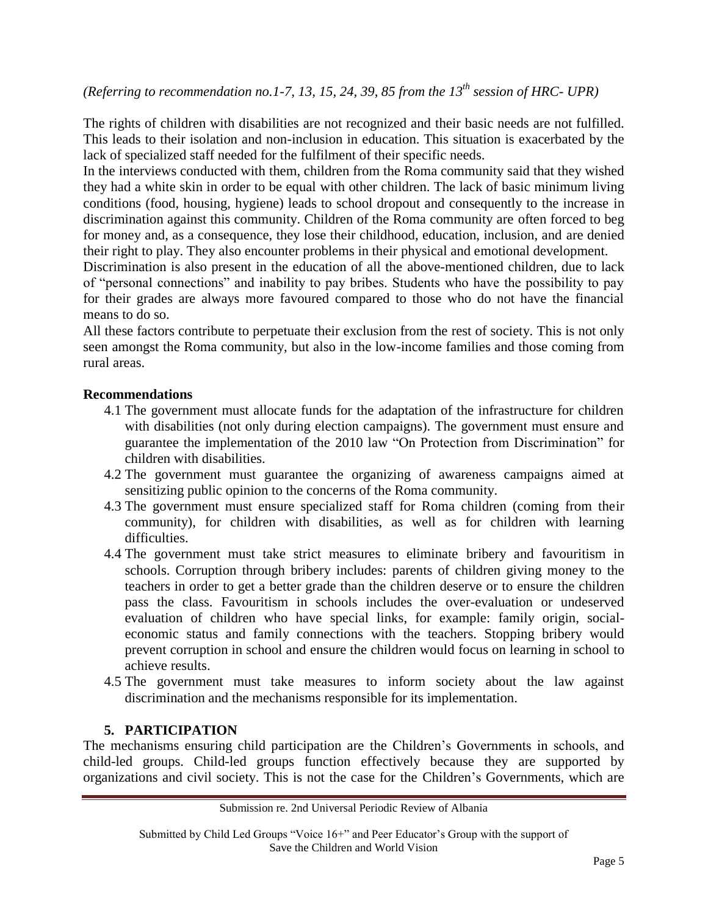*(Referring to recommendation no.1-7, 13, 15, 24, 39, 85 from the 13th session of HRC- UPR)*

The rights of children with disabilities are not recognized and their basic needs are not fulfilled. This leads to their isolation and non-inclusion in education. This situation is exacerbated by the lack of specialized staff needed for the fulfilment of their specific needs.

In the interviews conducted with them, children from the Roma community said that they wished they had a white skin in order to be equal with other children. The lack of basic minimum living conditions (food, housing, hygiene) leads to school dropout and consequently to the increase in discrimination against this community. Children of the Roma community are often forced to beg for money and, as a consequence, they lose their childhood, education, inclusion, and are denied their right to play. They also encounter problems in their physical and emotional development.

Discrimination is also present in the education of all the above-mentioned children, due to lack of "personal connections" and inability to pay bribes. Students who have the possibility to pay for their grades are always more favoured compared to those who do not have the financial means to do so.

All these factors contribute to perpetuate their exclusion from the rest of society. This is not only seen amongst the Roma community, but also in the low-income families and those coming from rural areas.

**Recommendations**

4.1 The government must allocate funds for the adaptation of the infrastructure for children with disabilities (not only during election campaigns). The government must ensure and guarantee the implementation of the 2010 law "On Protection from Discrimination" for children with disabilities.

4.2 The government must guarantee the organizing of awareness campaigns aimed at sensitizing public opinion to the concerns of the Roma community.

4.3 The government must ensure specialized staff for Roma children (coming from their community), for children with disabilities, as well as for children with learning difficulties.

4.4 The government must take strict measures to eliminate bribery and favouritism in schools. Corruption through bribery includes: parents of children giving money to the teachers in order to get a better grade than the children deserve or to ensure the children pass the class. Favouritism in schools includes the over-evaluation or undeserved evaluation of children who have special links, for example: family origin, social-economic status and family connections with the teachers. Stopping bribery would prevent corruption in school and ensure the children would focus on learning in school to achieve results.

4.5 The government must take measures to inform society about the law against discrimination and the mechanisms responsible for its implementation.

## 5. PARTICIPATION

The mechanisms ensuring child participation are the Children's Governments in schools, and child-led groups. Child-led groups function effectively because they are supported by organizations and civil society. This is not the case for the Children's Governments, which are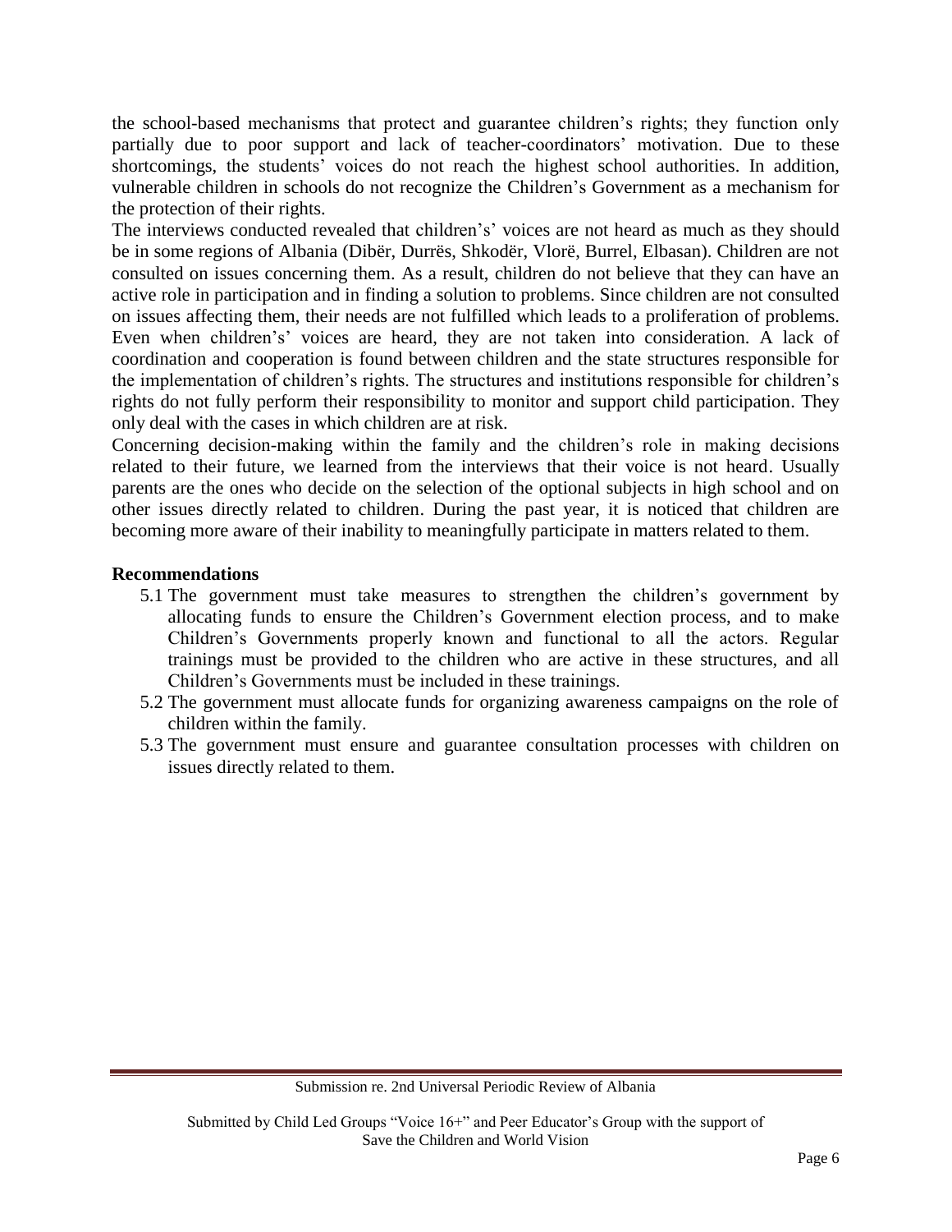the school-based mechanisms that protect and guarantee children's rights; they function only partially due to poor support and lack of teacher-coordinators' motivation. Due to these shortcomings, the students' voices do not reach the highest school authorities. In addition, vulnerable children in schools do not recognize the Children's Government as a mechanism for the protection of their rights.

The interviews conducted revealed that children's' voices are not heard as much as they should be in some regions of Albania (Dibër, Durrës, Shkodër, Vlorë, Burrel, Elbasan). Children are not consulted on issues concerning them. As a result, children do not believe that they can have an active role in participation and in finding a solution to problems. Since children are not consulted on issues affecting them, their needs are not fulfilled which leads to a proliferation of problems. Even when children's' voices are heard, they are not taken into consideration. A lack of coordination and cooperation is found between children and the state structures responsible for the implementation of children's rights. The structures and institutions responsible for children's rights do not fully perform their responsibility to monitor and support child participation. They only deal with the cases in which children are at risk.

Concerning decision-making within the family and the children's role in making decisions related to their future, we learned from the interviews that their voice is not heard. Usually parents are the ones who decide on the selection of the optional subjects in high school and on other issues directly related to children. During the past year, it is noticed that children are becoming more aware of their inability to meaningfully participate in matters related to them.

**Recommendations**

5.1 The government must take measures to strengthen the children's government by allocating funds to ensure the Children's Government election process, and to make Children's Governments properly known and functional to all the actors. Regular trainings must be provided to the children who are active in these structures, and all Children's Governments must be included in these trainings.

5.2 The government must allocate funds for organizing awareness campaigns on the role of children within the family.

5.3 The government must ensure and guarantee consultation processes with children on issues directly related to them.